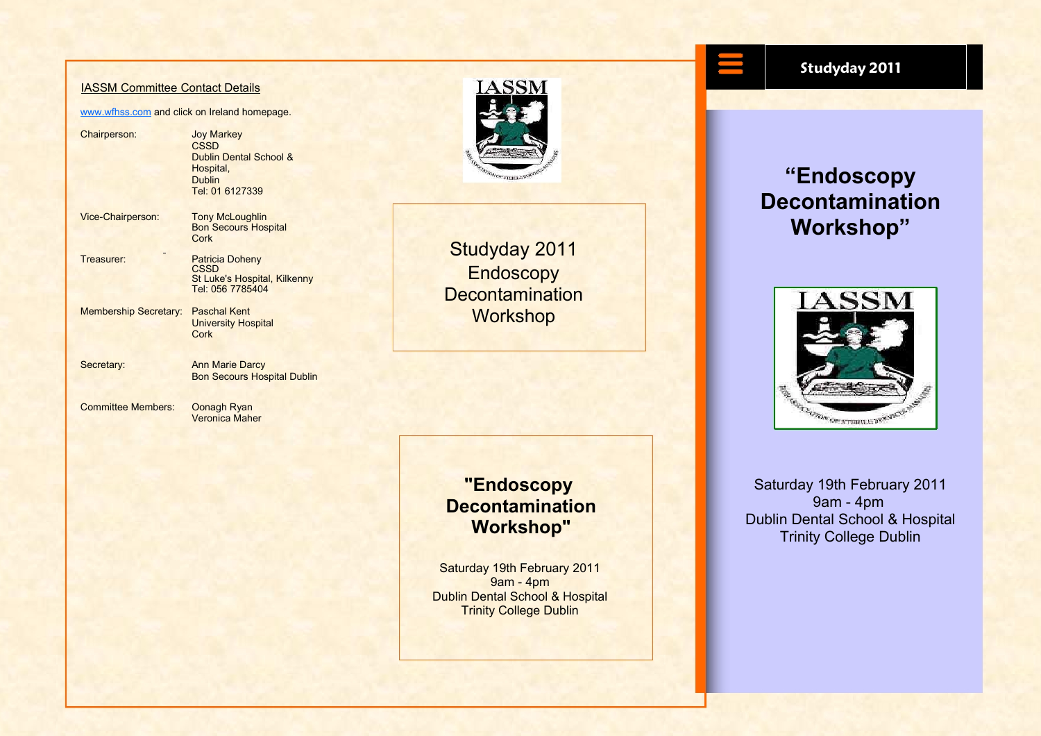## IASSM Committee Contact Details

www.wfhss.com and click on Ireland homepage.

| | |
|---|---|
| Chairperson: | Joy Markey<br>CSSD<br>Dublin Dental School & Hospital,<br>Dublin<br>Tel: 01 6127339 |
| Vice-Chairperson: | Tony McLoughlin<br>Bon Secours Hospital<br>Cork |
| Treasurer: | Patricia Doheny<br>CSSD<br>St Luke's Hospital, Kilkenny<br>Tel: 056 7785404 |
| Membership Secretary: | Paschal Kent<br>University Hospital<br>Cork |
| Secretary: | Ann Marie Darcy<br>Bon Secours Hospital Dublin |
| Committee Members: | Oonagh Ryan<br>Veronica Maher |

IASSM

Studyday 2011
Endoscopy
Decontamination
Workshop

**"Endoscopy Decontamination Workshop"**

Saturday 19th February 2011
9am - 4pm
Dublin Dental School & Hospital
Trinity College Dublin

**Studyday 2011**

# "Endoscopy Decontamination Workshop"

IASSM

Saturday 19th February 2011
9am - 4pm
Dublin Dental School & Hospital
Trinity College Dublin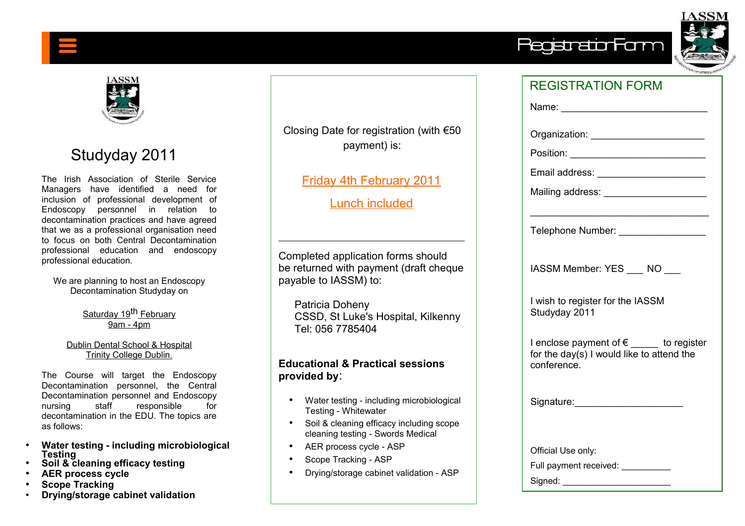# Registration Form

IASSM

## Studyday 2011

The Irish Association of Sterile Service Managers have identified a need for inclusion of professional development of Endoscopy personnel in relation to decontamination practices and have agreed that we as a professional organisation need to focus on both Central Decontamination professional education and endoscopy professional education.

We are planning to host an Endoscopy Decontamination Studyday on

Saturday 19th February
9am - 4pm

Dublin Dental School & Hospital
Trinity College Dublin.

The Course will target the Endoscopy Decontamination personnel, the Central Decontamination personnel and Endoscopy nursing staff responsible for decontamination in the EDU. The topics are as follows:

- **Water testing - including microbiological Testing**
- **Soil & cleaning efficacy testing**
- **AER process cycle**
- **Scope Tracking**
- **Drying/storage cabinet validation**

Closing Date for registration (with €50 payment) is:

Friday 4th February 2011

Lunch included

___________________________________

Completed application forms should be returned with payment (draft cheque payable to IASSM) to:

Patricia Doheny
CSSD, St Luke's Hospital, Kilkenny
Tel: 056 7785404

**Educational & Practical sessions provided by**:

- Water testing - including microbiological Testing - Whitewater
- Soil & cleaning efficacy including scope cleaning testing - Swords Medical
- AER process cycle - ASP
- Scope Tracking - ASP
- Drying/storage cabinet validation - ASP

## REGISTRATION FORM

Name: ____________________________

Organization: _____________________

Position: _________________________

Email address: ____________________

Mailing address: ___________________

___________________________________

Telephone Number: ________________

IASSM Member: YES ___ NO ___

I wish to register for the IASSM Studyday 2011

I enclose payment of € _____ to register for the day(s) I would like to attend the conference.

Signature:____________________

Official Use only:

Full payment received: __________

Signed: ______________________